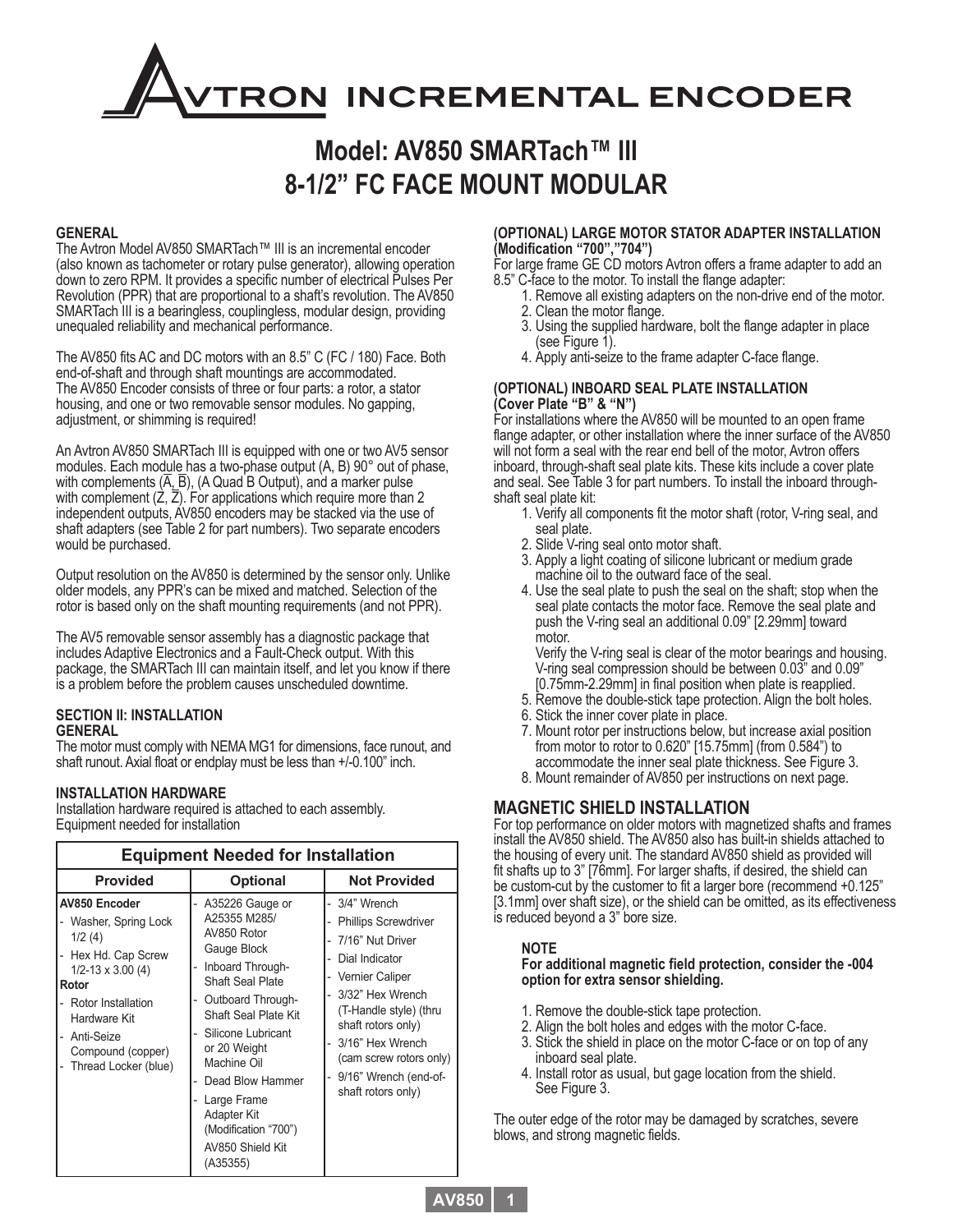# AVTRON INCREMENTAL ENCODER

## Model: AV850 SMARTach™ III
## 8-1/2" FC FACE MOUNT MODULAR

**GENERAL**

The Avtron Model AV850 SMARTach™ III is an incremental encoder (also known as tachometer or rotary pulse generator), allowing operation down to zero RPM. It provides a specific number of electrical Pulses Per Revolution (PPR) that are proportional to a shaft's revolution. The AV850 SMARTach III is a bearingless, couplingless, modular design, providing unequaled reliability and mechanical performance.

The AV850 fits AC and DC motors with an 8.5" C (FC / 180) Face. Both end-of-shaft and through shaft mountings are accommodated. The AV850 Encoder consists of three or four parts: a rotor, a stator housing, and one or two removable sensor modules. No gapping, adjustment, or shimming is required!

An Avtron AV850 SMARTach III is equipped with one or two AV5 sensor modules. Each module has a two-phase output (A, B) 90° out of phase, with complements ($\overline{A}$, $\overline{B}$), (A Quad B Output), and a marker pulse with complement (Z, $\overline{Z}$). For applications which require more than 2 independent outputs, AV850 encoders may be stacked via the use of shaft adapters (see Table 2 for part numbers). Two separate encoders would be purchased.

Output resolution on the AV850 is determined by the sensor only. Unlike older models, any PPR's can be mixed and matched. Selection of the rotor is based only on the shaft mounting requirements (and not PPR).

The AV5 removable sensor assembly has a diagnostic package that includes Adaptive Electronics and a Fault-Check output. With this package, the SMARTach III can maintain itself, and let you know if there is a problem before the problem causes unscheduled downtime.

**SECTION II: INSTALLATION**

**GENERAL**

The motor must comply with NEMA MG1 for dimensions, face runout, and shaft runout. Axial float or endplay must be less than +/-0.100" inch.

**INSTALLATION HARDWARE**

Installation hardware required is attached to each assembly. Equipment needed for installation

| Equipment Needed for Installation | | |
|---|---|---|
| **Provided** | **Optional** | **Not Provided** |
| **AV850 Encoder**<br>- Washer, Spring Lock 1/2 (4)<br>- Hex Hd. Cap Screw 1/2-13 x 3.00 (4)<br>**Rotor**<br>- Rotor Installation Hardware Kit<br>- Anti-Seize Compound (copper)<br>- Thread Locker (blue) | - A35226 Gauge or A25355 M285/ AV850 Rotor Gauge Block<br>- Inboard Through-Shaft Seal Plate<br>- Outboard Through-Shaft Seal Plate Kit<br>- Silicone Lubricant or 20 Weight Machine Oil<br>- Dead Blow Hammer<br>- Large Frame Adapter Kit (Modification "700")<br>AV850 Shield Kit (A35355) | - 3/4" Wrench<br>- Phillips Screwdriver<br>- 7/16" Nut Driver<br>- Dial Indicator<br>- Vernier Caliper<br>- 3/32" Hex Wrench (T-Handle style) (thru shaft rotors only)<br>- 3/16" Hex Wrench (cam screw rotors only)<br>- 9/16" Wrench (end-of-shaft rotors only) |

**(OPTIONAL) LARGE MOTOR STATOR ADAPTER INSTALLATION (Modification "700","704")**

For large frame GE CD motors Avtron offers a frame adapter to add an 8.5" C-face to the motor. To install the flange adapter:

1. Remove all existing adapters on the non-drive end of the motor.
2. Clean the motor flange.
3. Using the supplied hardware, bolt the flange adapter in place (see Figure 1).
4. Apply anti-seize to the frame adapter C-face flange.

**(OPTIONAL) INBOARD SEAL PLATE INSTALLATION (Cover Plate "B" & "N")**

For installations where the AV850 will be mounted to an open frame flange adapter, or other installation where the inner surface of the AV850 will not form a seal with the rear end bell of the motor, Avtron offers inboard, through-shaft seal plate kits. These kits include a cover plate and seal. See Table 3 for part numbers. To install the inboard through-shaft seal plate kit:

1. Verify all components fit the motor shaft (rotor, V-ring seal, and seal plate.
2. Slide V-ring seal onto motor shaft.
3. Apply a light coating of silicone lubricant or medium grade machine oil to the outward face of the seal.
4. Use the seal plate to push the seal on the shaft; stop when the seal plate contacts the motor face. Remove the seal plate and push the V-ring seal an additional 0.09" [2.29mm] toward motor.
   Verify the V-ring seal is clear of the motor bearings and housing. V-ring seal compression should be between 0.03" and 0.09" [0.75mm-2.29mm] in final position when plate is reapplied.
5. Remove the double-stick tape protection. Align the bolt holes.
6. Stick the inner cover plate in place.
7. Mount rotor per instructions below, but increase axial position from motor to rotor to 0.620" [15.75mm] (from 0.584") to accommodate the inner seal plate thickness. See Figure 3.
8. Mount remainder of AV850 per instructions on next page.

## MAGNETIC SHIELD INSTALLATION

For top performance on older motors with magnetized shafts and frames install the AV850 shield. The AV850 also has built-in shields attached to the housing of every unit. The standard AV850 shield as provided will fit shafts up to 3" [76mm]. For larger shafts, if desired, the shield can be custom-cut by the customer to fit a larger bore (recommend +0.125" [3.1mm] over shaft size), or the shield can be omitted, as its effectiveness is reduced beyond a 3" bore size.

**NOTE**
**For additional magnetic field protection, consider the -004 option for extra sensor shielding.**

1. Remove the double-stick tape protection.
2. Align the bolt holes and edges with the motor C-face.
3. Stick the shield in place on the motor C-face or on top of any inboard seal plate.
4. Install rotor as usual, but gage location from the shield. See Figure 3.

The outer edge of the rotor may be damaged by scratches, severe blows, and strong magnetic fields.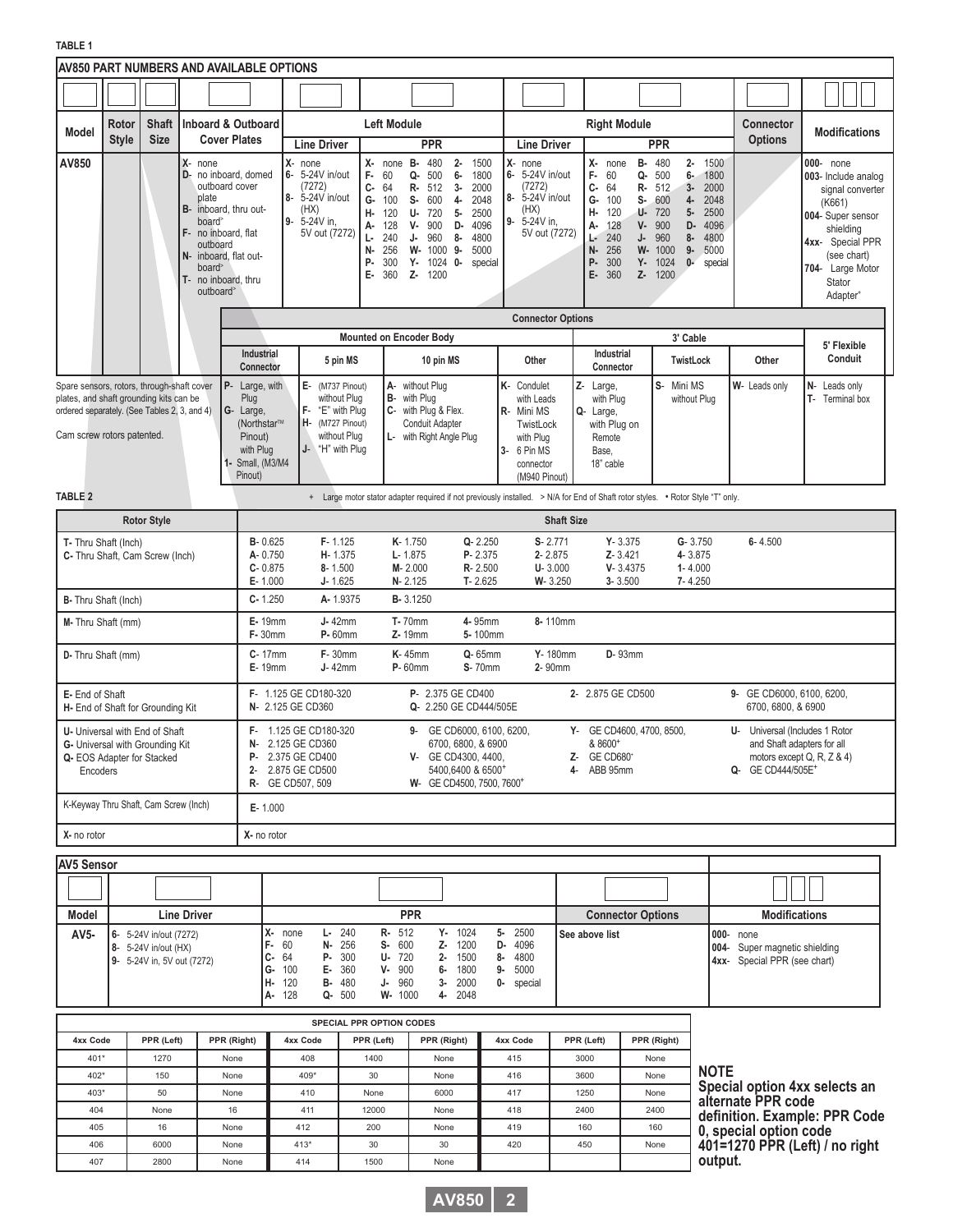**TABLE 1**

**AV850 PART NUMBERS AND AVAILABLE OPTIONS**

| Model | Rotor Style | Shaft Size | Inboard & Outboard Cover Plates | Left Module Line Driver | Left Module PPR | Right Module Line Driver | Right Module PPR | Connector Options | Modifications |
|---|---|---|---|---|---|---|---|---|---|
| AV850 | | | X- none<br>D- no inboard, domed outboard cover plate<br>B- inboard, thru out-board>  <br>F- no inboard, flat outboard<br>N- inboard, flat out-board>  <br>T- no inboard, thru outboard> | X- none<br>6- 5-24V in/out (7272)<br>8- 5-24V in/out (HX)<br>9- 5-24V in, 5V out (7272) | X- none, F- 60, C- 64, G- 100, H- 120, A- 128, L- 240, N- 256, P- 300, E- 360, B- 480, Q- 500, R- 512, S- 600, U- 720, V- 900, J- 960, W- 1000, Y- 1024, Z- 1200, 2- 1500, 6- 1800, 3- 2000, 4- 2048, 5- 2500, D- 4096, 8- 4800, 9- 5000, 0- special | X- none<br>6- 5-24V in/out (7272)<br>8- 5-24V in/out (HX)<br>9- 5-24V in, 5V out (7272) | X- none, F- 60, C- 64, G- 100, H- 120, A- 128, L- 240, N- 256, P- 300, E- 360, B- 480, Q- 500, R- 512, S- 600, U- 720, V- 900, J- 960, W- 1000, Y- 1024, Z- 1200, 2- 1500, 6- 1800, 3- 2000, 4- 2048, 5- 2500, D- 4096, 8- 4800, 9- 5000, 0- special | | 000- none<br>003- Include analog signal converter (K661)<br>004- Super sensor shielding<br>4xx- Special PPR (see chart)<br>704- Large Motor Stator Adapter+ |

**Connector Options**

| Mounted on Encoder Body: Industrial Connector | Mounted on Encoder Body: 5 pin MS | Mounted on Encoder Body: 10 pin MS | Mounted on Encoder Body: Other | 3' Cable: Industrial Connector | 3' Cable: TwistLock | 3' Cable: Other | 5' Flexible Conduit |
|---|---|---|---|---|---|---|---|
| P- Large, with Plug<br>G- Large, (Northstar™ Pinout) with Plug<br>1- Small, (M3/M4 Pinout) | E- (M737 Pinout) without Plug<br>F- "E" with Plug<br>H- (M727 Pinout) without Plug<br>J- "H" with Plug | A- without Plug<br>B- with Plug<br>C- with Plug & Flex. Conduit Adapter<br>L- with Right Angle Plug | K- Condulet with Leads<br>R- Mini MS TwistLock with Plug<br>3- 6 Pin MS connector (M940 Pinout) | Z- Large, with Plug<br>Q- Large, with Plug on Remote Base, 18" cable | S- Mini MS without Plug | W- Leads only | N- Leads only<br>T- Terminal box |

Spare sensors, rotors, through-shaft cover plates, and shaft grounding kits can be ordered separately. (See Tables 2, 3, and 4)

Cam screw rotors patented.

+ Large motor stator adapter required if not previously installed. > N/A for End of Shaft rotor styles. • Rotor Style "T" only.

**TABLE 2**

| Rotor Style | Shaft Size |
|---|---|
| T- Thru Shaft (Inch)<br>C- Thru Shaft, Cam Screw (Inch) | B- 0.625, A- 0.750, C- 0.875, E- 1.000, F- 1.125, H- 1.375, 8- 1.500, J- 1.625, K- 1.750, L- 1.875, M- 2.000, N- 2.125, Q- 2.250, P- 2.375, R- 2.500, T- 2.625, S- 2.771, 2- 2.875, U- 3.000, W- 3.250, Y- 3.375, Z- 3.421, V- 3.4375, 3- 3.500, G- 3.750, 4- 3.875, 1- 4.000, 7- 4.250, 6- 4.500 |
| B- Thru Shaft (Inch) | C- 1.250, A- 1.9375, B- 3.1250 |
| M- Thru Shaft (mm) | E- 19mm, F- 30mm, J- 42mm, P- 60mm, T- 70mm, Z- 19mm, 4- 95mm, 5- 100mm, 8- 110mm |
| D- Thru Shaft (mm) | C- 17mm, E- 19mm, F- 30mm, J- 42mm, K- 45mm, P- 60mm, Q- 65mm, S- 70mm, Y- 180mm, 2- 90mm, D- 93mm |
| E- End of Shaft<br>H- End of Shaft for Grounding Kit | F- 1.125 GE CD180-320, N- 2.125 GE CD360, P- 2.375 GE CD400, Q- 2.250 GE CD444/505E, 2- 2.875 GE CD500, 9- GE CD6000, 6100, 6200, 6700, 6800, & 6900 |
| U- Universal with End of Shaft<br>G- Universal with Grounding Kit<br>Q- EOS Adapter for Stacked Encoders | F- 1.125 GE CD180-320, N- 2.125 GE CD360, P- 2.375 GE CD400, 2- 2.875 GE CD500, R- GE CD507, 509, 9- GE CD6000, 6100, 6200, 6700, 6800, & 6900, V- GE CD4300, 4400, 5400,6400 & 6500+, W- GE CD4500, 7500, 7600+, Y- GE CD4600, 4700, 8500, & 8600+, Z- GE CD680+, 4- ABB 95mm, U- Universal (Includes 1 Rotor and Shaft adapters for all motors except Q, R, Z & 4), Q- GE CD444/505E+ |
| K-Keyway Thru Shaft, Cam Screw (Inch) | E- 1.000 |
| X- no rotor | X- no rotor |

**AV5 Sensor**

| Model | Line Driver | PPR | Connector Options | Modifications |
|---|---|---|---|---|
| AV5- | 6- 5-24V in/out (7272)<br>8- 5-24V in/out (HX)<br>9- 5-24V in, 5V out (7272) | X- none, F- 60, C- 64, G- 100, H- 120, A- 128, L- 240, N- 256, P- 300, E- 360, B- 480, Q- 500, R- 512, S- 600, U- 720, V- 900, J- 960, W- 1000, Y- 1024, Z- 1200, 2- 1500, 6- 1800, 3- 2000, 4- 2048, 5- 2500, D- 4096, 8- 4800, 9- 5000, 0- special | See above list | 000- none<br>004- Super magnetic shielding<br>4xx- Special PPR (see chart) |

**SPECIAL PPR OPTION CODES**

| 4xx Code | PPR (Left) | PPR (Right) | 4xx Code | PPR (Left) | PPR (Right) | 4xx Code | PPR (Left) | PPR (Right) |
|---|---|---|---|---|---|---|---|---|
| 401* | 1270 | None | 408 | 1400 | None | 415 | 3000 | None |
| 402* | 150 | None | 409* | 30 | None | 416 | 3600 | None |
| 403* | 50 | None | 410 | None | 6000 | 417 | 1250 | None |
| 404 | None | 16 | 411 | 12000 | None | 418 | 2400 | 2400 |
| 405 | 16 | None | 412 | 200 | None | 419 | 160 | 160 |
| 406 | 6000 | None | 413* | 30 | 30 | 420 | 450 | None |
| 407 | 2800 | None | 414 | 1500 | None | | | |

**NOTE**
**Special option 4xx selects an alternate PPR code definition. Example: PPR Code 0, special option code 401=1270 PPR (Left) / no right output.**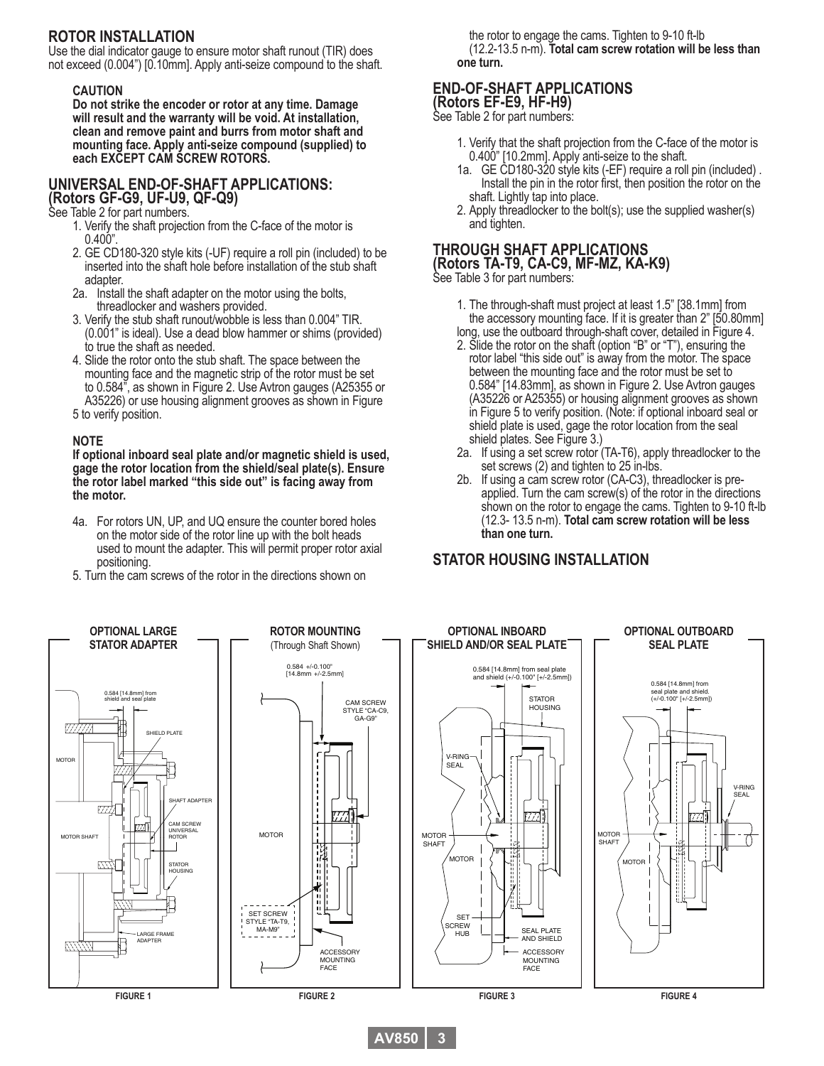## ROTOR INSTALLATION

Use the dial indicator gauge to ensure motor shaft runout (TIR) does not exceed (0.004") [0.10mm]. Apply anti-seize compound to the shaft.

**CAUTION**

**Do not strike the encoder or rotor at any time. Damage will result and the warranty will be void. At installation, clean and remove paint and burrs from motor shaft and mounting face. Apply anti-seize compound (supplied) to each EXCEPT CAM SCREW ROTORS.**

## UNIVERSAL END-OF-SHAFT APPLICATIONS: (Rotors GF-G9, UF-U9, QF-Q9)

See Table 2 for part numbers.

1. Verify the shaft projection from the C-face of the motor is 0.400".
2. GE CD180-320 style kits (-UF) require a roll pin (included) to be inserted into the shaft hole before installation of the stub shaft adapter.

2a. Install the shaft adapter on the motor using the bolts, threadlocker and washers provided.

3. Verify the stub shaft runout/wobble is less than 0.004" TIR. (0.001" is ideal). Use a dead blow hammer or shims (provided) to true the shaft as needed.
4. Slide the rotor onto the stub shaft. The space between the mounting face and the magnetic strip of the rotor must be set to 0.584", as shown in Figure 2. Use Avtron gauges (A25355 or A35226) or use housing alignment grooves as shown in Figure 5 to verify position.

**NOTE**

**If optional inboard seal plate and/or magnetic shield is used, gage the rotor location from the shield/seal plate(s). Ensure the rotor label marked "this side out" is facing away from the motor.**

4a. For rotors UN, UP, and UQ ensure the counter bored holes on the motor side of the rotor line up with the bolt heads used to mount the adapter. This will permit proper rotor axial positioning.

5. Turn the cam screws of the rotor in the directions shown on the rotor to engage the cams. Tighten to 9-10 ft-lb (12.2-13.5 n-m). **Total cam screw rotation will be less than one turn.**

## END-OF-SHAFT APPLICATIONS (Rotors EF-E9, HF-H9)

See Table 2 for part numbers:

1. Verify that the shaft projection from the C-face of the motor is 0.400" [10.2mm]. Apply anti-seize to the shaft.

1a. GE CD180-320 style kits (-EF) require a roll pin (included) . Install the pin in the rotor first, then position the rotor on the shaft. Lightly tap into place.

2. Apply threadlocker to the bolt(s); use the supplied washer(s) and tighten.

## THROUGH SHAFT APPLICATIONS (Rotors TA-T9, CA-C9, MF-MZ, KA-K9)

See Table 3 for part numbers:

1. The through-shaft must project at least 1.5" [38.1mm] from the accessory mounting face. If it is greater than 2" [50.80mm] long, use the outboard through-shaft cover, detailed in Figure 4.
2. Slide the rotor on the shaft (option "B" or "T"), ensuring the rotor label "this side out" is away from the motor. The space between the mounting face and the rotor must be set to 0.584" [14.83mm], as shown in Figure 2. Use Avtron gauges (A35226 or A25355) or housing alignment grooves as shown in Figure 5 to verify position. (Note: if optional inboard seal or shield plate is used, gage the rotor location from the seal shield plates. See Figure 3.)

2a. If using a set screw rotor (TA-T6), apply threadlocker to the set screws (2) and tighten to 25 in-lbs.

2b. If using a cam screw rotor (CA-C3), threadlocker is pre-applied. Turn the cam screw(s) of the rotor in the directions shown on the rotor to engage the cams. Tighten to 9-10 ft-lb (12.3- 13.5 n-m). **Total cam screw rotation will be less than one turn.**

## STATOR HOUSING INSTALLATION

**OPTIONAL LARGE STATOR ADAPTER**

MOTOR, MOTOR SHAFT, 0.584 [14.8mm] from shield and seal plate, SHIELD PLATE, SHAFT ADAPTER, CAM SCREW UNIVERSAL ROTOR, STATOR HOUSING, LARGE FRAME ADAPTER

FIGURE 1

**ROTOR MOUNTING** (Through Shaft Shown)

0.584 +/-0.100" [14.8mm +/-2.5mm], CAM SCREW STYLE "CA-C9, GA-G9", MOTOR, SET SCREW STYLE "TA-T9, MA-M9", ACCESSORY MOUNTING FACE

FIGURE 2

**OPTIONAL INBOARD SHIELD AND/OR SEAL PLATE**

0.584 [14.8mm] from seal plate and shield (+/-0.100" [+/-2.5mm]), STATOR HOUSING, V-RING SEAL, MOTOR SHAFT, MOTOR, SET SCREW HUB, SEAL PLATE AND SHIELD, ACCESSORY MOUNTING FACE

FIGURE 3

**OPTIONAL OUTBOARD SEAL PLATE**

0.584 [14.8mm] from seal plate and shield. (+/-0.100" [+/-2.5mm]), V-RING SEAL, MOTOR SHAFT, MOTOR

FIGURE 4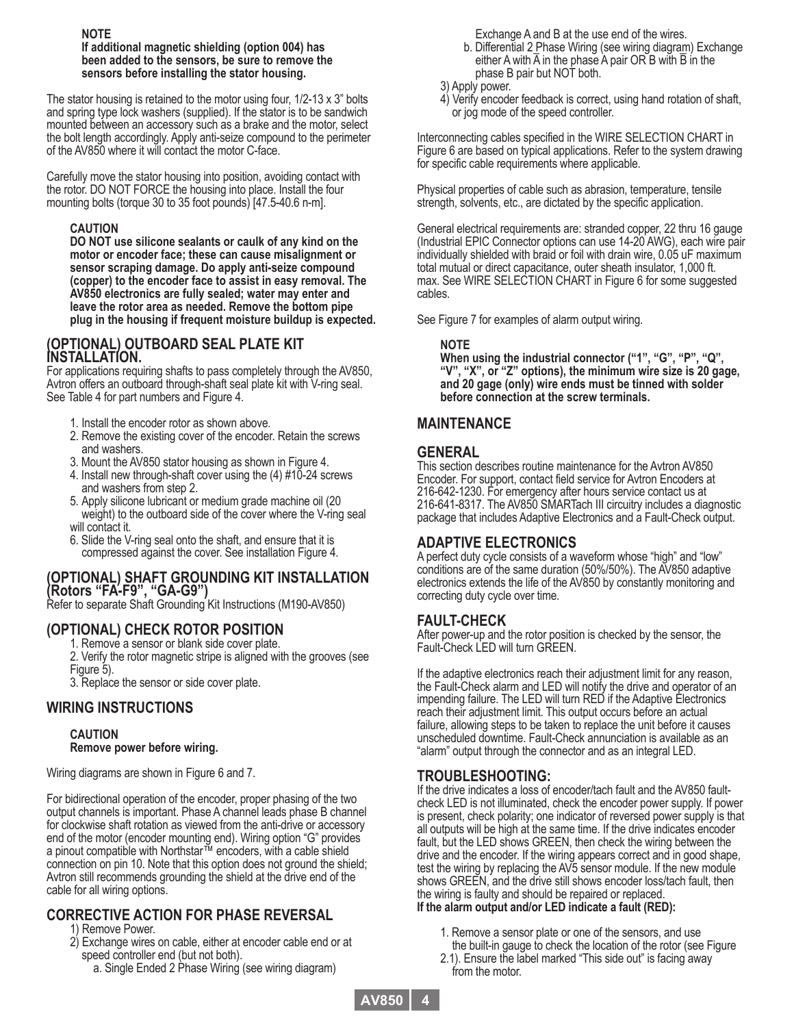**NOTE**
**If additional magnetic shielding (option 004) has been added to the sensors, be sure to remove the sensors before installing the stator housing.**

The stator housing is retained to the motor using four, 1/2-13 x 3" bolts and spring type lock washers (supplied). If the stator is to be sandwich mounted between an accessory such as a brake and the motor, select the bolt length accordingly. Apply anti-seize compound to the perimeter of the AV850 where it will contact the motor C-face.

Carefully move the stator housing into position, avoiding contact with the rotor. DO NOT FORCE the housing into place. Install the four mounting bolts (torque 30 to 35 foot pounds) [47.5-40.6 n-m].

**CAUTION**
**DO NOT use silicone sealants or caulk of any kind on the motor or encoder face; these can cause misalignment or sensor scraping damage. Do apply anti-seize compound (copper) to the encoder face to assist in easy removal. The AV850 electronics are fully sealed; water may enter and leave the rotor area as needed. Remove the bottom pipe plug in the housing if frequent moisture buildup is expected.**

## (OPTIONAL) OUTBOARD SEAL PLATE KIT INSTALLATION.

For applications requiring shafts to pass completely through the AV850, Avtron offers an outboard through-shaft seal plate kit with V-ring seal. See Table 4 for part numbers and Figure 4.

1. Install the encoder rotor as shown above.
2. Remove the existing cover of the encoder. Retain the screws and washers.
3. Mount the AV850 stator housing as shown in Figure 4.
4. Install new through-shaft cover using the (4) #10-24 screws and washers from step 2.
5. Apply silicone lubricant or medium grade machine oil (20 weight) to the outboard side of the cover where the V-ring seal will contact it.
6. Slide the V-ring seal onto the shaft, and ensure that it is compressed against the cover. See installation Figure 4.

## (OPTIONAL) SHAFT GROUNDING KIT INSTALLATION (Rotors "FA-F9", "GA-G9")

Refer to separate Shaft Grounding Kit Instructions (M190-AV850)

## (OPTIONAL) CHECK ROTOR POSITION

1. Remove a sensor or blank side cover plate.
2. Verify the rotor magnetic stripe is aligned with the grooves (see Figure 5).
3. Replace the sensor or side cover plate.

## WIRING INSTRUCTIONS

**CAUTION**
**Remove power before wiring.**

Wiring diagrams are shown in Figure 6 and 7.

For bidirectional operation of the encoder, proper phasing of the two output channels is important. Phase A channel leads phase B channel for clockwise shaft rotation as viewed from the anti-drive or accessory end of the motor (encoder mounting end). Wiring option "G" provides a pinout compatible with Northstar™ encoders, with a cable shield connection on pin 10. Note that this option does not ground the shield; Avtron still recommends grounding the shield at the drive end of the cable for all wiring options.

## CORRECTIVE ACTION FOR PHASE REVERSAL

1) Remove Power.
2) Exchange wires on cable, either at encoder cable end or at speed controller end (but not both).
   a. Single Ended 2 Phase Wiring (see wiring diagram) Exchange A and B at the use end of the wires.
   b. Differential 2 Phase Wiring (see wiring diagram) Exchange either A with $\overline{A}$ in the phase A pair OR B with $\overline{B}$ in the phase B pair but NOT both.
3) Apply power.
4) Verify encoder feedback is correct, using hand rotation of shaft, or jog mode of the speed controller.

Interconnecting cables specified in the WIRE SELECTION CHART in Figure 6 are based on typical applications. Refer to the system drawing for specific cable requirements where applicable.

Physical properties of cable such as abrasion, temperature, tensile strength, solvents, etc., are dictated by the specific application.

General electrical requirements are: stranded copper, 22 thru 16 gauge (Industrial EPIC Connector options can use 14-20 AWG), each wire pair individually shielded with braid or foil with drain wire, 0.05 uF maximum total mutual or direct capacitance, outer sheath insulator, 1,000 ft. max. See WIRE SELECTION CHART in Figure 6 for some suggested cables.

See Figure 7 for examples of alarm output wiring.

**NOTE**
**When using the industrial connector ("1", "G", "P", "Q", "V", "X", or "Z" options), the minimum wire size is 20 gage, and 20 gage (only) wire ends must be tinned with solder before connection at the screw terminals.**

## MAINTENANCE

### GENERAL

This section describes routine maintenance for the Avtron AV850 Encoder. For support, contact field service for Avtron Encoders at 216-642-1230. For emergency after hours service contact us at 216-641-8317. The AV850 SMARTach III circuitry includes a diagnostic package that includes Adaptive Electronics and a Fault-Check output.

### ADAPTIVE ELECTRONICS

A perfect duty cycle consists of a waveform whose "high" and "low" conditions are of the same duration (50%/50%). The AV850 adaptive electronics extends the life of the AV850 by constantly monitoring and correcting duty cycle over time.

### FAULT-CHECK

After power-up and the rotor position is checked by the sensor, the Fault-Check LED will turn GREEN.

If the adaptive electronics reach their adjustment limit for any reason, the Fault-Check alarm and LED will notify the drive and operator of an impending failure. The LED will turn RED if the Adaptive Electronics reach their adjustment limit. This output occurs before an actual failure, allowing steps to be taken to replace the unit before it causes unscheduled downtime. Fault-Check annunciation is available as an "alarm" output through the connector and as an integral LED.

### TROUBLESHOOTING:

If the drive indicates a loss of encoder/tach fault and the AV850 fault-check LED is not illuminated, check the encoder power supply. If power is present, check polarity; one indicator of reversed power supply is that all outputs will be high at the same time. If the drive indicates encoder fault, but the LED shows GREEN, then check the wiring between the drive and the encoder. If the wiring appears correct and in good shape, test the wiring by replacing the AV5 sensor module. If the new module shows GREEN, and the drive still shows encoder loss/tach fault, then the wiring is faulty and should be repaired or replaced.

**If the alarm output and/or LED indicate a fault (RED):**

1. Remove a sensor plate or one of the sensors, and use the built-in gauge to check the location of the rotor (see Figure
2. 1). Ensure the label marked "This side out" is facing away from the motor.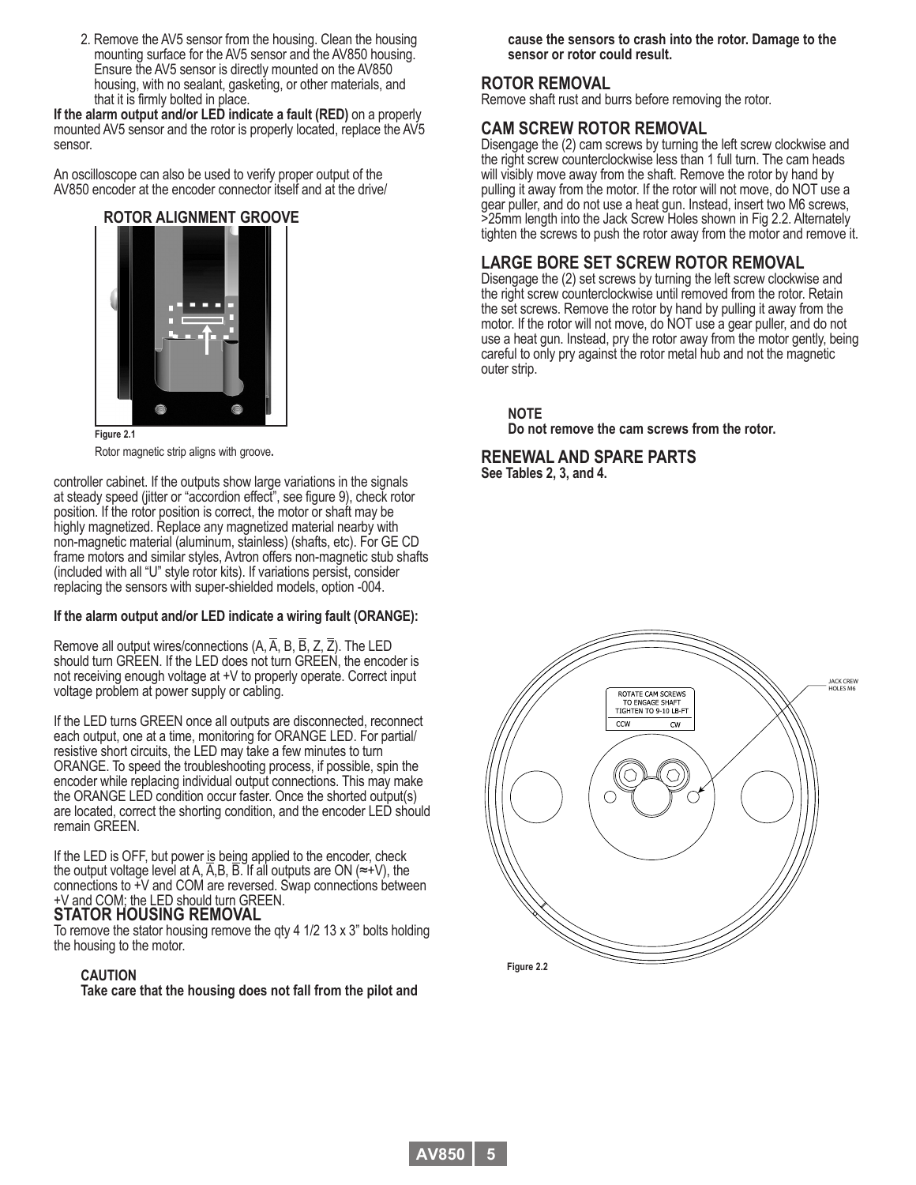2. Remove the AV5 sensor from the housing. Clean the housing mounting surface for the AV5 sensor and the AV850 housing. Ensure the AV5 sensor is directly mounted on the AV850 housing, with no sealant, gasketing, or other materials, and that it is firmly bolted in place.

**If the alarm output and/or LED indicate a fault (RED)** on a properly mounted AV5 sensor and the rotor is properly located, replace the AV5 sensor.

An oscilloscope can also be used to verify proper output of the AV850 encoder at the encoder connector itself and at the drive/controller cabinet. If the outputs show large variations in the signals at steady speed (jitter or "accordion effect", see figure 9), check rotor position. If the rotor position is correct, the motor or shaft may be highly magnetized. Replace any magnetized material nearby with non-magnetic material (aluminum, stainless) (shafts, etc). For GE CD frame motors and similar styles, Avtron offers non-magnetic stub shafts (included with all "U" style rotor kits). If variations persist, consider replacing the sensors with super-shielded models, option -004.

**ROTOR ALIGNMENT GROOVE**

**Figure 2.1**
Rotor magnetic strip aligns with groove.

**If the alarm output and/or LED indicate a wiring fault (ORANGE):**

Remove all output wires/connections (A, $\overline{A}$, B, $\overline{B}$, Z, $\overline{Z}$). The LED should turn GREEN. If the LED does not turn GREEN, the encoder is not receiving enough voltage at +V to properly operate. Correct input voltage problem at power supply or cabling.

If the LED turns GREEN once all outputs are disconnected, reconnect each output, one at a time, monitoring for ORANGE LED. For partial/resistive short circuits, the LED may take a few minutes to turn ORANGE. To speed the troubleshooting process, if possible, spin the encoder while replacing individual output connections. This may make the ORANGE LED condition occur faster. Once the shorted output(s) are located, correct the shorting condition, and the encoder LED should remain GREEN.

If the LED is OFF, but power is being applied to the encoder, check the output voltage level at A, $\overline{A}$,B, $\overline{B}$. If all outputs are ON (≈+V), the connections to +V and COM are reversed. Swap connections between +V and COM; the LED should turn GREEN.

## STATOR HOUSING REMOVAL

To remove the stator housing remove the qty 4 1/2 13 x 3" bolts holding the housing to the motor.

**CAUTION**
**Take care that the housing does not fall from the pilot and cause the sensors to crash into the rotor. Damage to the sensor or rotor could result.**

## ROTOR REMOVAL

Remove shaft rust and burrs before removing the rotor.

## CAM SCREW ROTOR REMOVAL

Disengage the (2) cam screws by turning the left screw clockwise and the right screw counterclockwise less than 1 full turn. The cam heads will visibly move away from the shaft. Remove the rotor by hand by pulling it away from the motor. If the rotor will not move, do NOT use a gear puller, and do not use a heat gun. Instead, insert two M6 screws, >25mm length into the Jack Screw Holes shown in Fig 2.2. Alternately tighten the screws to push the rotor away from the motor and remove it.

## LARGE BORE SET SCREW ROTOR REMOVAL

Disengage the (2) set screws by turning the left screw clockwise and the right screw counterclockwise until removed from the rotor. Retain the set screws. Remove the rotor by hand by pulling it away from the motor. If the rotor will not move, do NOT use a gear puller, and do not use a heat gun. Instead, pry the rotor away from the motor gently, being careful to only pry against the rotor metal hub and not the magnetic outer strip.

**NOTE**
**Do not remove the cam screws from the rotor.**

## RENEWAL AND SPARE PARTS

**See Tables 2, 3, and 4.**

ROTATE CAM SCREWS TO ENGAGE SHAFT TIGHTEN TO 9-10 LB-FT
CCW CW
JACK CREW HOLES M6

**Figure 2.2**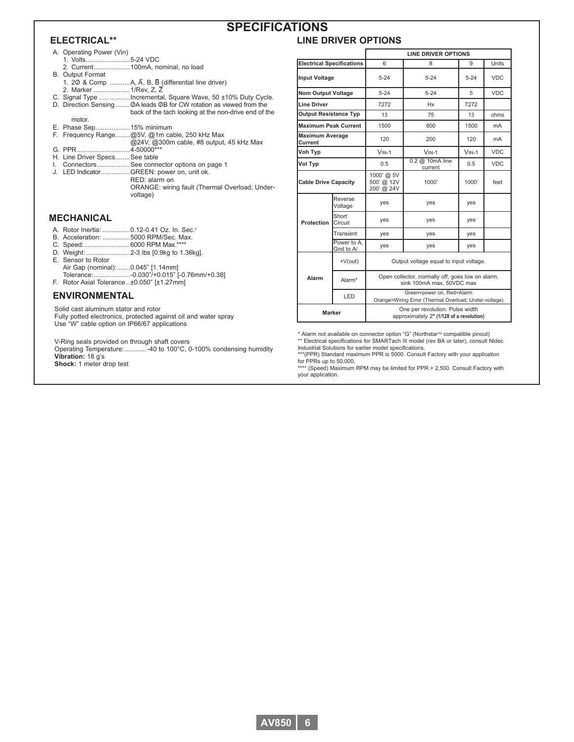# SPECIFICATIONS

## ELECTRICAL**

A. Operating Power (Vin)
   1. Volts........................5-24 VDC
   2. Current....................100mA, nominal, no load

B. Output Format
   1. 2Ø & Comp ...........A, $\overline{A}$, B, $\overline{B}$ (differential line driver)
   2. Marker ....................1/Rev, Z, $\overline{Z}$

C. Signal Type .................Incremental, Square Wave, 50 ±10% Duty Cycle.

D. Direction Sensing........ØA leads ØB for CW rotation as viewed from the back of the tach looking at the non-drive end of the motor.

E. Phase Sep...................15% minimum

F. Frequency Range........@5V, @1m cable, 250 kHz Max
   @24V, @300m cable, #8 output, 45 kHz Max

G. PPR.............................4-50000***

H. Line Driver Specs........See table

I. Connectors..................See connector options on page 1

J. LED Indicator................GREEN: power on, unit ok.
   RED: alarm on
   ORANGE: wiring fault (Thermal Overload; Under-voltage)

## MECHANICAL

A. Rotor Inertia: ...............0.12-0.41 Oz. In. Sec.$^2$

B. Acceleration: ...............5000 RPM/Sec. Max.

C. Speed:.........................6000 RPM Max.****

D. Weight: ........................2-3 lbs [0.9kg to 1.36kg].

E. Sensor to Rotor
   Air Gap (nominal):.......0.045" [1.14mm]
   Tolerance:....................-0.030"/+0.015" [-0.76mm/+0.38]

F. Rotor Axial Tolerance ..±0.050" [±1.27mm]

## ENVIRONMENTAL

Solid cast aluminum stator and rotor
Fully potted electronics, protected against oil and water spray
Use "W" cable option on IP66/67 applications

V-Ring seals provided on through shaft covers
Operating Temperature:............-40 to 100°C, 0-100% condensing humidity
**Vibration:** 18 g's
**Shock:** 1 meter drop test

## LINE DRIVER OPTIONS

| | | LINE DRIVER OPTIONS | | | |
|---|---|---|---|---|---|
| **Electrical Specifications** | | 6 | 8 | 9 | Units |
| **Input Voltage** | | 5-24 | 5-24 | 5-24 | VDC |
| **Nom Output Voltage** | | 5-24 | 5-24 | 5 | VDC |
| **Line Driver** | | 7272 | Hx | 7272 | |
| **Output Resistance Typ** | | 13 | 75 | 13 | ohms |
| **Maximum Peak Current** | | 1500 | 800 | 1500 | mA |
| **Maximum Average Current** | | 120 | 200 | 120 | mA |
| **Voh Typ** | | VIN-1 | VIN-1 | VIN-1 | VDC |
| **Vol Typ** | | 0.5 | 0.2 @ 10mA line current | 0.5 | VDC |
| **Cable Drive Capacity** | | 1000' @ 5V 500' @ 12V 200' @ 24V | 1000' | 1000' | feet |
| **Protection** | Reverse Voltage | yes | yes | yes | |
| | Short Circuit | yes | yes | yes | |
| | Transient | yes | yes | yes | |
| | Power to A, Gnd to A/ | yes | yes | yes | |
| **Alarm** | +V(out) | Output voltage equal to input voltage. | | | |
| | Alarm* | Open collector, normally off, goes low on alarm, sink 100mA max, 50VDC max | | | |
| | LED | Green=power on, Red=Alarm Orange=Wiring Error (Thermal Overload; Under-voltage) | | | |
| **Marker** | | One per revolution. Pulse width approximately 2° **(1/128 of a revolution)** | | | |

* Alarm not available on connector option "G" (Northstar™ compatible pinout)
** Electrical specifications for SMARTach III model (rev BA or later), consult Nidec Industrial Solutions for earlier model specifications.
***(PPR) Standard maximum PPR is 5000. Consult Factory with your application for PPRs up to 50,000.
**** (Speed) Maximum RPM may be limited for PPR > 2,500. Consult Factory with your application.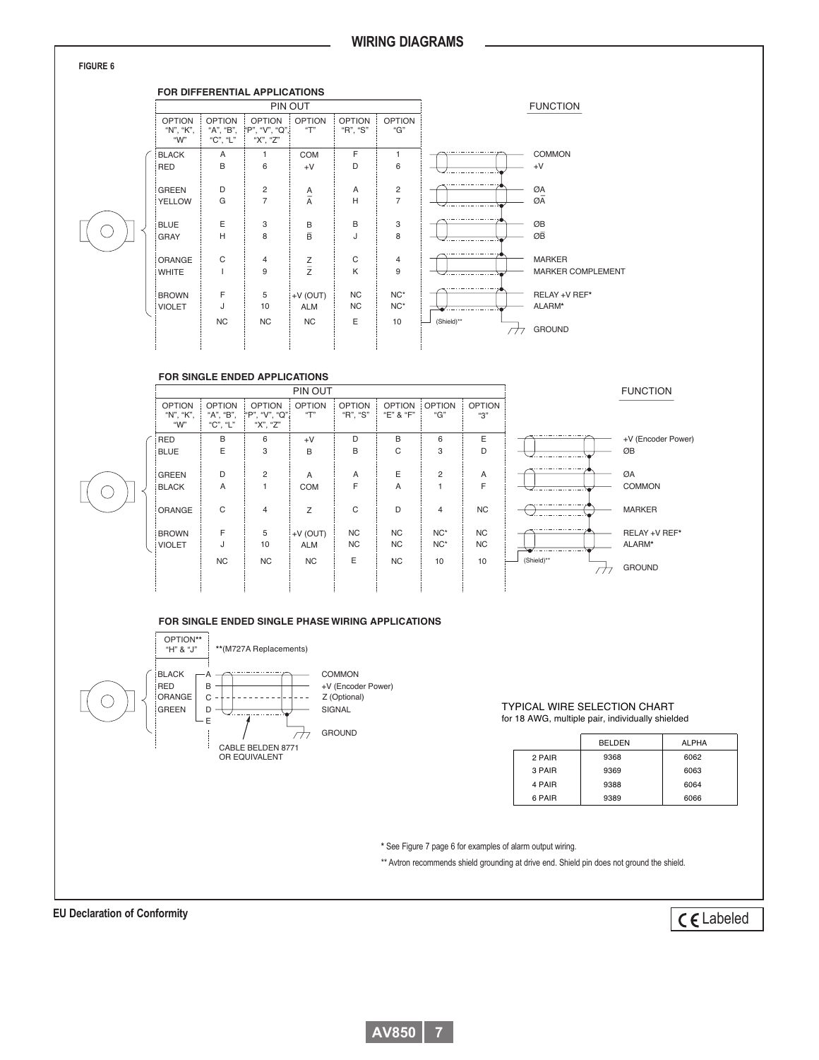## WIRING DIAGRAMS

**FIGURE 6**

### FOR DIFFERENTIAL APPLICATIONS

| PIN OUT | | | | | | FUNCTION |
|---|---|---|---|---|---|---|
| OPTION "N", "K", "W" | OPTION "A", "B", "C", "L" | OPTION "P", "V", "Q", "X", "Z" | OPTION "T" | OPTION "R", "S" | OPTION "G" | |
| BLACK | A | 1 | COM | F | 1 | COMMON |
| RED | B | 6 | +V | D | 6 | +V |
| GREEN | D | 2 | A | A | 2 | ØA |
| YELLOW | G | 7 | $\overline{A}$ | H | 7 | Ø$\overline{A}$ |
| BLUE | E | 3 | B | B | 3 | ØB |
| GRAY | H | 8 | $\overline{B}$ | J | 8 | Ø$\overline{B}$ |
| ORANGE | C | 4 | Z | C | 4 | MARKER |
| WHITE | I | 9 | $\overline{Z}$ | K | 9 | MARKER COMPLEMENT |
| BROWN | F | 5 | +V (OUT) | NC | NC* | RELAY +V REF* |
| VIOLET | J | 10 | ALM | NC | NC* | ALARM* |
| (Shield)** | NC | NC | NC | E | 10 | GROUND |

### FOR SINGLE ENDED APPLICATIONS

| PIN OUT | | | | | | | | FUNCTION |
|---|---|---|---|---|---|---|---|---|
| OPTION "N", "K", "W" | OPTION "A", "B", "C", "L" | OPTION "P", "V", "Q", "X", "Z" | OPTION "T" | OPTION "R", "S" | OPTION "E" & "F" | OPTION "G" | OPTION "3" | |
| RED | B | 6 | +V | D | B | 6 | E | +V (Encoder Power) |
| BLUE | E | 3 | B | B | C | 3 | D | ØB |
| GREEN | D | 2 | A | A | E | 2 | A | ØA |
| BLACK | A | 1 | COM | F | A | 1 | F | COMMON |
| ORANGE | C | 4 | Z | C | D | 4 | NC | MARKER |
| BROWN | F | 5 | +V (OUT) | NC | NC | NC* | NC | RELAY +V REF* |
| VIOLET | J | 10 | ALM | NC | NC | NC* | NC | ALARM* |
| (Shield)** | NC | NC | NC | E | NC | 10 | 10 | GROUND |

### FOR SINGLE ENDED SINGLE PHASE WIRING APPLICATIONS

**(M727A Replacements)

| OPTION** "H" & "J" | | FUNCTION |
|---|---|---|
| BLACK | A | COMMON |
| RED | B | +V (Encoder Power) |
| ORANGE | C | Z (Optional) |
| GREEN | D | SIGNAL |
| | E | GROUND |

CABLE BELDEN 8771 OR EQUIVALENT

TYPICAL WIRE SELECTION CHART
for 18 AWG, multiple pair, individually shielded

| | BELDEN | ALPHA |
|---|---|---|
| 2 PAIR | 9368 | 6062 |
| 3 PAIR | 9369 | 6063 |
| 4 PAIR | 9388 | 6064 |
| 6 PAIR | 9389 | 6066 |

* See Figure 7 page 6 for examples of alarm output wiring.

** Avtron recommends shield grounding at drive end. Shield pin does not ground the shield.

**EU Declaration of Conformity**

CE Labeled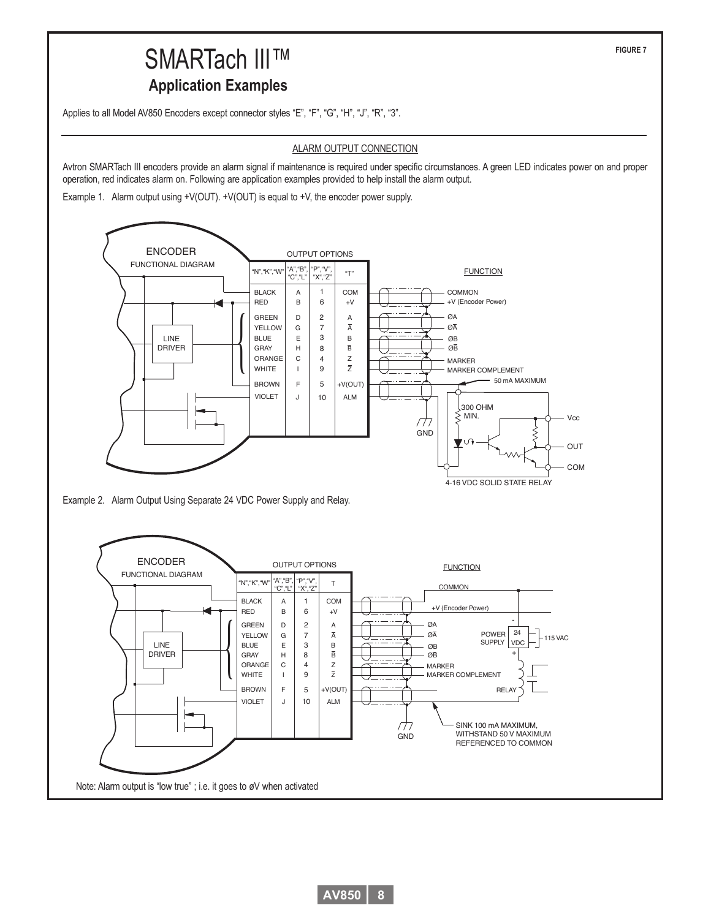FIGURE 7

# SMARTach III™

## Application Examples

Applies to all Model AV850 Encoders except connector styles "E", "F", "G", "H", "J", "R", "3".

### ALARM OUTPUT CONNECTION

Avtron SMARTach III encoders provide an alarm signal if maintenance is required under specific circumstances. A green LED indicates power on and proper operation, red indicates alarm on. Following are application examples provided to help install the alarm output.

Example 1. Alarm output using +V(OUT). +V(OUT) is equal to +V, the encoder power supply.

ENCODER FUNCTIONAL DIAGRAM

| "N","K","W" | "A","B","C","L" | "P","V","X","Z" | "T" | FUNCTION |
|---|---|---|---|---|
| BLACK | A | 1 | COM | COMMON |
| RED | B | 6 | +V | +V (Encoder Power) |
| GREEN | D | 2 | A | ØA |
| YELLOW | G | 7 | $\overline{A}$ | Ø$\overline{A}$ |
| BLUE | E | 3 | B | ØB |
| GRAY | H | 8 | $\overline{B}$ | Ø$\overline{B}$ |
| ORANGE | C | 4 | Z | MARKER |
| WHITE | I | 9 | $\overline{Z}$ | MARKER COMPLEMENT |
| BROWN | F | 5 | +V(OUT) | |
| VIOLET | J | 10 | ALM | |

LINE DRIVER — 50 mA MAXIMUM — 300 OHM MIN. — GND — Vcc — OUT — COM — 4-16 VDC SOLID STATE RELAY

Example 2. Alarm Output Using Separate 24 VDC Power Supply and Relay.

ENCODER FUNCTIONAL DIAGRAM

| "N","K","W" | "A","B","C","L" | "P","V","X","Z" | T | FUNCTION |
|---|---|---|---|---|
| BLACK | A | 1 | COM | COMMON |
| RED | B | 6 | +V | +V (Encoder Power) |
| GREEN | D | 2 | A | ØA |
| YELLOW | G | 7 | $\overline{A}$ | Ø$\overline{A}$ |
| BLUE | E | 3 | B | ØB |
| GRAY | H | 8 | $\overline{B}$ | Ø$\overline{B}$ |
| ORANGE | C | 4 | Z | MARKER |
| WHITE | I | 9 | $\overline{Z}$ | MARKER COMPLEMENT |
| BROWN | F | 5 | +V(OUT) | |
| VIOLET | J | 10 | ALM | |

LINE DRIVER — POWER SUPPLY 24 VDC — 115 VAC — RELAY — GND — SINK 100 mA MAXIMUM, WITHSTAND 50 V MAXIMUM REFERENCED TO COMMON

Note: Alarm output is "low true" ; i.e. it goes to øV when activated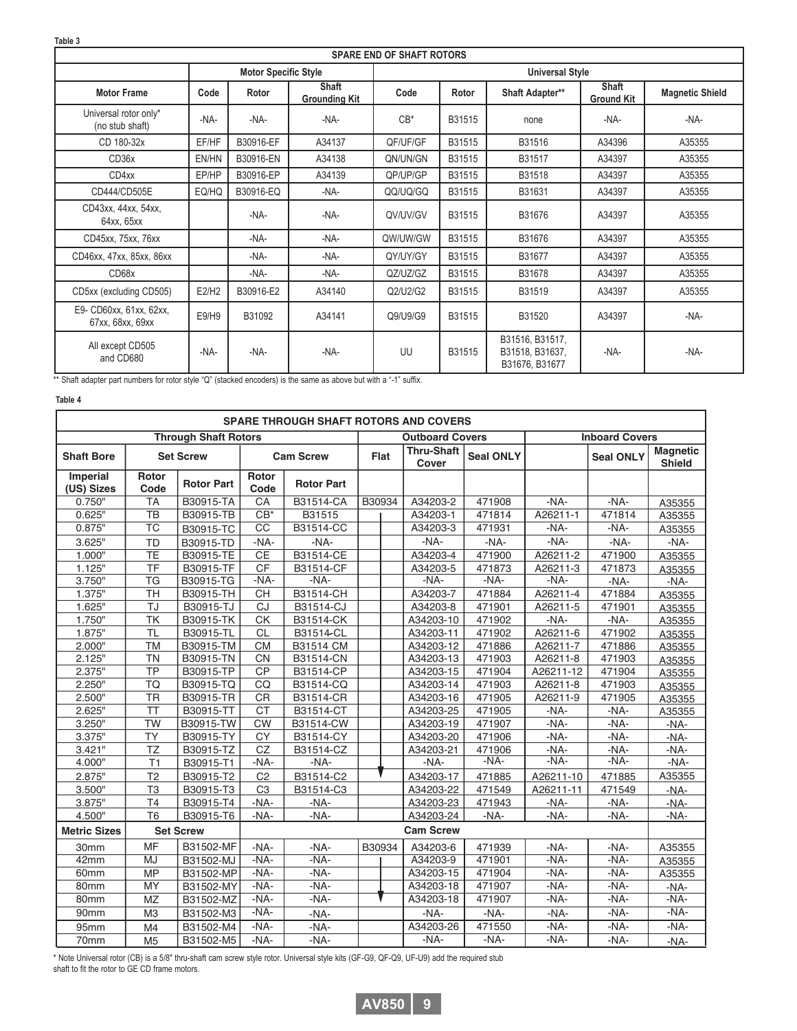**Table 3**

| SPARE END OF SHAFT ROTORS | | | | | | | | |
|---|---|---|---|---|---|---|---|---|
| | Motor Specific Style | | | Universal Style | | | | |
| **Motor Frame** | **Code** | **Rotor** | **Shaft Grounding Kit** | **Code** | **Rotor** | **Shaft Adapter**** | **Shaft Ground Kit** | **Magnetic Shield** |
| Universal rotor only* (no stub shaft) | -NA- | -NA- | -NA- | CB* | B31515 | none | -NA- | -NA- |
| CD 180-32x | EF/HF | B30916-EF | A34137 | QF/UF/GF | B31515 | B31516 | A34396 | A35355 |
| CD36x | EN/HN | B30916-EN | A34138 | QN/UN/GN | B31515 | B31517 | A34397 | A35355 |
| CD4xx | EP/HP | B30916-EP | A34139 | QP/UP/GP | B31515 | B31518 | A34397 | A35355 |
| CD444/CD505E | EQ/HQ | B30916-EQ | -NA- | QQ/UQ/GQ | B31515 | B31631 | A34397 | A35355 |
| CD43xx, 44xx, 54xx, 64xx, 65xx | | -NA- | -NA- | QV/UV/GV | B31515 | B31676 | A34397 | A35355 |
| CD45xx, 75xx, 76xx | | -NA- | -NA- | QW/UW/GW | B31515 | B31676 | A34397 | A35355 |
| CD46xx, 47xx, 85xx, 86xx | | -NA- | -NA- | QY/UY/GY | B31515 | B31677 | A34397 | A35355 |
| CD68x | | -NA- | -NA- | QZ/UZ/GZ | B31515 | B31678 | A34397 | A35355 |
| CD5xx (excluding CD505) | E2/H2 | B30916-E2 | A34140 | Q2/U2/G2 | B31515 | B31519 | A34397 | A35355 |
| E9- CD60xx, 61xx, 62xx, 67xx, 68xx, 69xx | E9/H9 | B31092 | A34141 | Q9/U9/G9 | B31515 | B31520 | A34397 | -NA- |
| All except CD505 and CD680 | -NA- | -NA- | -NA- | UU | B31515 | B31516, B31517, B31518, B31637, B31676, B31677 | -NA- | -NA- |

** Shaft adapter part numbers for rotor style "Q" (stacked encoders) is the same as above but with a "-1" suffix.

**Table 4**

| SPARE THROUGH SHAFT ROTORS AND COVERS | | | | | | | | | | |
|---|---|---|---|---|---|---|---|---|---|---|
| | Through Shaft Rotors | | | | Outboard Covers | | | Inboard Covers | | |
| **Shaft Bore** | Set Screw | | Cam Screw | | **Flat** | **Thru-Shaft Cover** | **Seal ONLY** | | **Seal ONLY** | **Magnetic Shield** |
| **Imperial (US) Sizes** | **Rotor Code** | **Rotor Part** | **Rotor Code** | **Rotor Part** | | | | | | |
| 0.750" | TA | B30915-TA | CA | B31514-CA | B30934 | A34203-2 | 471908 | -NA- | -NA- | A35355 |
| 0.625" | TB | B30915-TB | CB* | B31515 | | A34203-1 | 471814 | A26211-1 | 471814 | A35355 |
| 0.875" | TC | B30915-TC | CC | B31514-CC | | A34203-3 | 471931 | -NA- | -NA- | A35355 |
| 3.625" | TD | B30915-TD | -NA- | -NA- | | -NA- | -NA- | -NA- | -NA- | -NA- |
| 1.000" | TE | B30915-TE | CE | B31514-CE | | A34203-4 | 471900 | A26211-2 | 471900 | A35355 |
| 1.125" | TF | B30915-TF | CF | B31514-CF | | A34203-5 | 471873 | A26211-3 | 471873 | A35355 |
| 3.750" | TG | B30915-TG | -NA- | -NA- | | -NA- | -NA- | -NA- | -NA- | -NA- |
| 1.375" | TH | B30915-TH | CH | B31514-CH | | A34203-7 | 471884 | A26211-4 | 471884 | A35355 |
| 1.625" | TJ | B30915-TJ | CJ | B31514-CJ | | A34203-8 | 471901 | A26211-5 | 471901 | A35355 |
| 1.750" | TK | B30915-TK | CK | B31514-CK | | A34203-10 | 471902 | -NA- | -NA- | A35355 |
| 1.875" | TL | B30915-TL | CL | B31514-CL | | A34203-11 | 471902 | A26211-6 | 471902 | A35355 |
| 2.000" | TM | B30915-TM | CM | B31514 CM | | A34203-12 | 471886 | A26211-7 | 471886 | A35355 |
| 2.125" | TN | B30915-TN | CN | B31514-CN | | A34203-13 | 471903 | A26211-8 | 471903 | A35355 |
| 2.375" | TP | B30915-TP | CP | B31514-CP | | A34203-15 | 471904 | A26211-12 | 471904 | A35355 |
| 2.250" | TQ | B30915-TQ | CQ | B31514-CQ | | A34203-14 | 471903 | A26211-8 | 471903 | A35355 |
| 2.500" | TR | B30915-TR | CR | B31514-CR | | A34203-16 | 471905 | A26211-9 | 471905 | A35355 |
| 2.625" | TT | B30915-TT | CT | B31514-CT | | A34203-25 | 471905 | -NA- | -NA- | A35355 |
| 3.250" | TW | B30915-TW | CW | B31514-CW | | A34203-19 | 471907 | -NA- | -NA- | -NA- |
| 3.375" | TY | B30915-TY | CY | B31514-CY | | A34203-20 | 471906 | -NA- | -NA- | -NA- |
| 3.421" | TZ | B30915-TZ | CZ | B31514-CZ | | A34203-21 | 471906 | -NA- | -NA- | -NA- |
| 4.000" | T1 | B30915-T1 | -NA- | -NA- | | -NA- | -NA- | -NA- | -NA- | -NA- |
| 2.875" | T2 | B30915-T2 | C2 | B31514-C2 | | A34203-17 | 471885 | A26211-10 | 471885 | A35355 |
| 3.500" | T3 | B30915-T3 | C3 | B31514-C3 | | A34203-22 | 471549 | A26211-11 | 471549 | -NA- |
| 3.875" | T4 | B30915-T4 | -NA- | -NA- | | A34203-23 | 471943 | -NA- | -NA- | -NA- |
| 4.500" | T6 | B30915-T6 | -NA- | -NA- | | A34203-24 | -NA- | -NA- | -NA- | -NA- |
| **Metric Sizes** | Set Screw | | Cam Screw | | | | | | | |
| 30mm | MF | B31502-MF | -NA- | -NA- | B30934 | A34203-6 | 471939 | -NA- | -NA- | A35355 |
| 42mm | MJ | B31502-MJ | -NA- | -NA- | | A34203-9 | 471901 | -NA- | -NA- | A35355 |
| 60mm | MP | B31502-MP | -NA- | -NA- | | A34203-15 | 471904 | -NA- | -NA- | A35355 |
| 80mm | MY | B31502-MY | -NA- | -NA- | | A34203-18 | 471907 | -NA- | -NA- | -NA- |
| 80mm | MZ | B31502-MZ | -NA- | -NA- | | A34203-18 | 471907 | -NA- | -NA- | -NA- |
| 90mm | M3 | B31502-M3 | -NA- | -NA- | | -NA- | -NA- | -NA- | -NA- | -NA- |
| 95mm | M4 | B31502-M4 | -NA- | -NA- | | A34203-26 | 471550 | -NA- | -NA- | -NA- |
| 70mm | M5 | B31502-M5 | -NA- | -NA- | | -NA- | -NA- | -NA- | -NA- | -NA- |

* Note Universal rotor (CB) is a 5/8" thru-shaft cam screw style rotor. Universal style kits (GF-G9, QF-Q9, UF-U9) add the required stub shaft to fit the rotor to GE CD frame motors.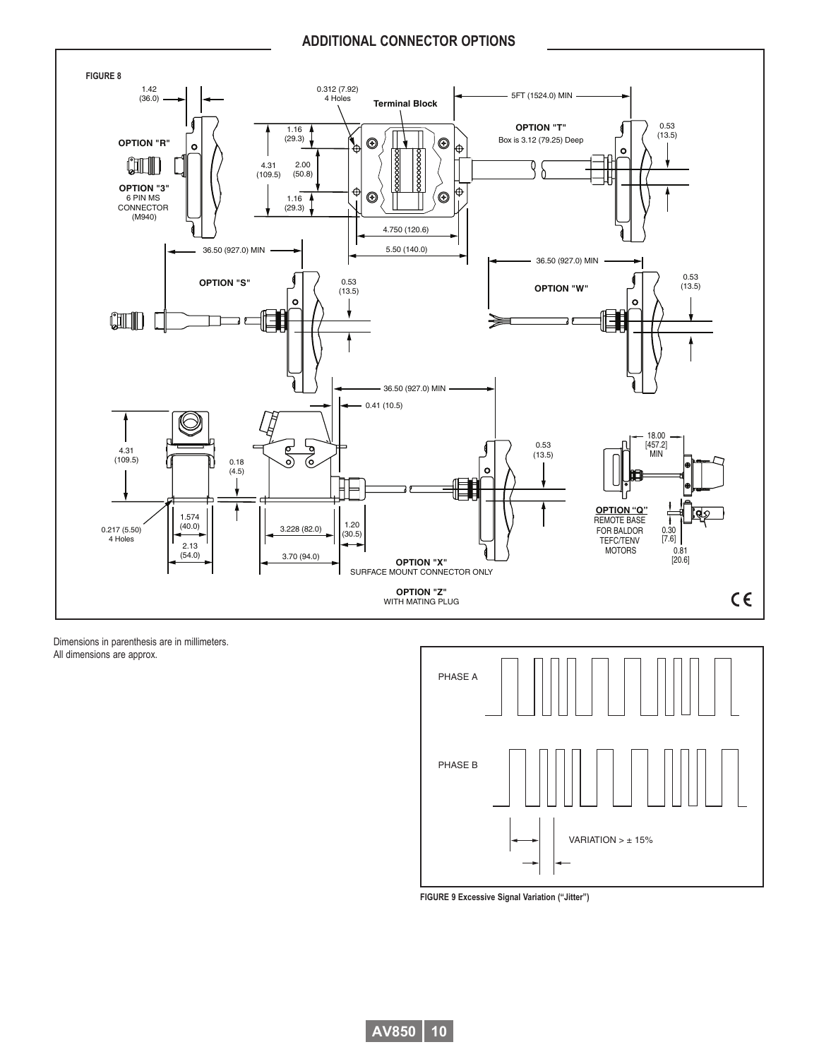## ADDITIONAL CONNECTOR OPTIONS

FIGURE 8

1.42 (36.0)

0.312 (7.92) 4 Holes

Terminal Block

5FT (1524.0) MIN

OPTION "R"

OPTION "3" 6 PIN MS CONNECTOR (M940)

1.16 (29.3)

4.31 (109.5)

2.00 (50.8)

1.16 (29.3)

OPTION "T" Box is 3.12 (79.25) Deep

0.53 (13.5)

4.750 (120.6)

36.50 (927.0) MIN

5.50 (140.0)

36.50 (927.0) MIN

OPTION "S"

0.53 (13.5)

OPTION "W"

0.53 (13.5)

36.50 (927.0) MIN

0.41 (10.5)

4.31 (109.5)

0.18 (4.5)

0.53 (13.5)

18.00 [457.2] MIN

0.217 (5.50) 4 Holes

1.574 (40.0)

2.13 (54.0)

3.228 (82.0)

1.20 (30.5)

3.70 (94.0)

OPTION "X" SURFACE MOUNT CONNECTOR ONLY

OPTION "Z" WITH MATING PLUG

OPTION "Q" REMOTE BASE FOR BALDOR TEFC/TENV MOTORS

0.30 [7.6]

0.81 [20.6]

CE

Dimensions in parenthesis are in millimeters.
All dimensions are approx.

PHASE A

PHASE B

VARIATION > ± 15%

FIGURE 9 Excessive Signal Variation ("Jitter")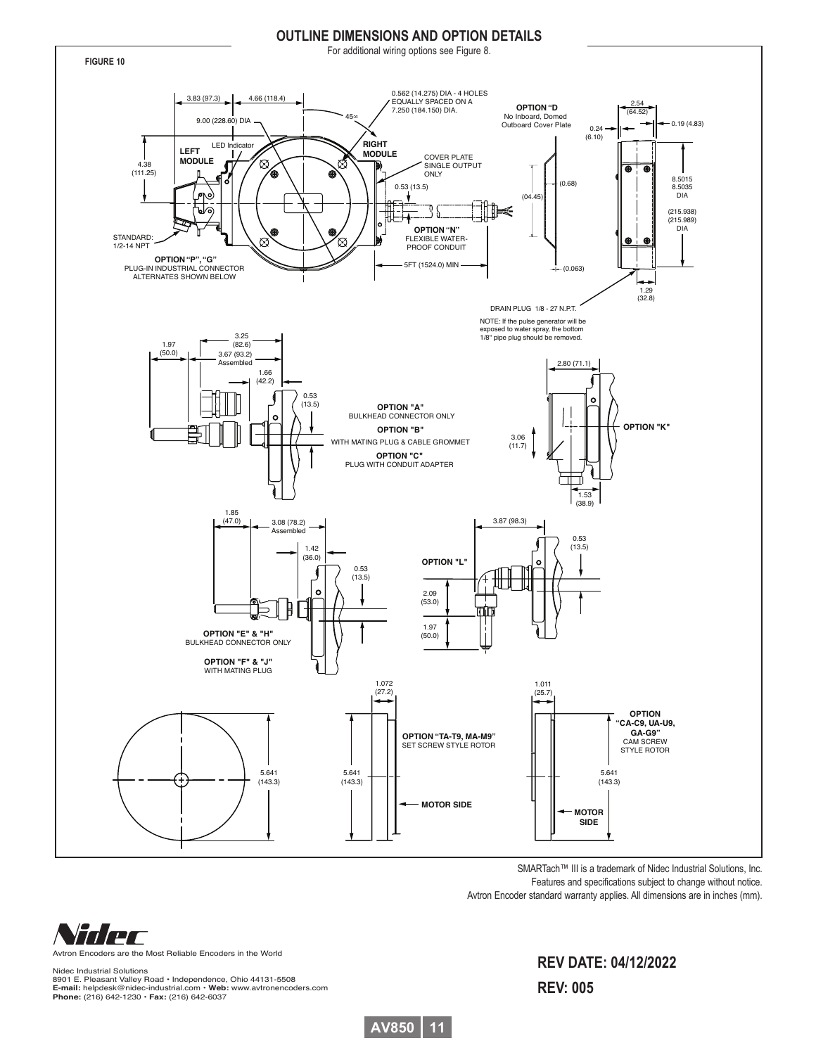## OUTLINE DIMENSIONS AND OPTION DETAILS

For additional wiring options see Figure 8.

FIGURE 10

3.83 (97.3)
4.66 (118.4)
0.562 (14.275) DIA - 4 HOLES EQUALLY SPACED ON A 7.250 (184.150) DIA.
9.00 (228.60) DIA
45∞
OPTION "D
No Inboard, Domed Outboard Cover Plate
2.54 (64.52)
0.24 (6.10)
0.19 (4.83)
4.38 (111.25)
LED Indicator
LEFT MODULE
RIGHT MODULE
COVER PLATE SINGLE OUTPUT ONLY
0.53 (13.5)
(0.68)
(04.45)
8.5015
8.5035
DIA
(215.938)
(215.989)
DIA
STANDARD: 1/2-14 NPT
OPTION "N"
FLEXIBLE WATER-PROOF CONDUIT
OPTION "P", "G"
PLUG-IN INDUSTRIAL CONNECTOR ALTERNATES SHOWN BELOW
5FT (1524.0) MIN
(0.063)
1.29 (32.8)
DRAIN PLUG 1/8 - 27 N.P.T.

NOTE: If the pulse generator will be exposed to water spray, the bottom 1/8" pipe plug should be removed.

1.97 (50.0)
3.25 (82.6)
3.67 (93.2) Assembled
1.66 (42.2)
0.53 (13.5)
OPTION "A"
BULKHEAD CONNECTOR ONLY
OPTION "B"
WITH MATING PLUG & CABLE GROMMET
OPTION "C"
PLUG WITH CONDUIT ADAPTER
2.80 (71.1)
OPTION "K"
3.06 (11.7)
1.53 (38.9)

1.85 (47.0)
3.08 (78.2) Assembled
1.42 (36.0)
0.53 (13.5)
OPTION "E" & "H"
BULKHEAD CONNECTOR ONLY
OPTION "F" & "J"
WITH MATING PLUG
3.87 (98.3)
0.53 (13.5)
OPTION "L"
2.09 (53.0)
1.97 (50.0)

1.072 (27.2)
1.011 (25.7)
5.641 (143.3)
5.641 (143.3)
OPTION "TA-T9, MA-M9"
SET SCREW STYLE ROTOR
MOTOR SIDE
OPTION "CA-C9, UA-U9, GA-G9"
CAM SCREW STYLE ROTOR
5.641 (143.3)
MOTOR SIDE

SMARTach™ III is a trademark of Nidec Industrial Solutions, Inc.
Features and specifications subject to change without notice.
Avtron Encoder standard warranty applies. All dimensions are in inches (mm).

Nidec

Avtron Encoders are the Most Reliable Encoders in the World

Nidec Industrial Solutions
8901 E. Pleasant Valley Road • Independence, Ohio 44131-5508
**E-mail:** helpdesk@nidec-industrial.com • **Web:** www.avtronencoders.com
**Phone:** (216) 642-1230 • **Fax:** (216) 642-6037

**REV DATE: 04/12/2022**

**REV: 005**